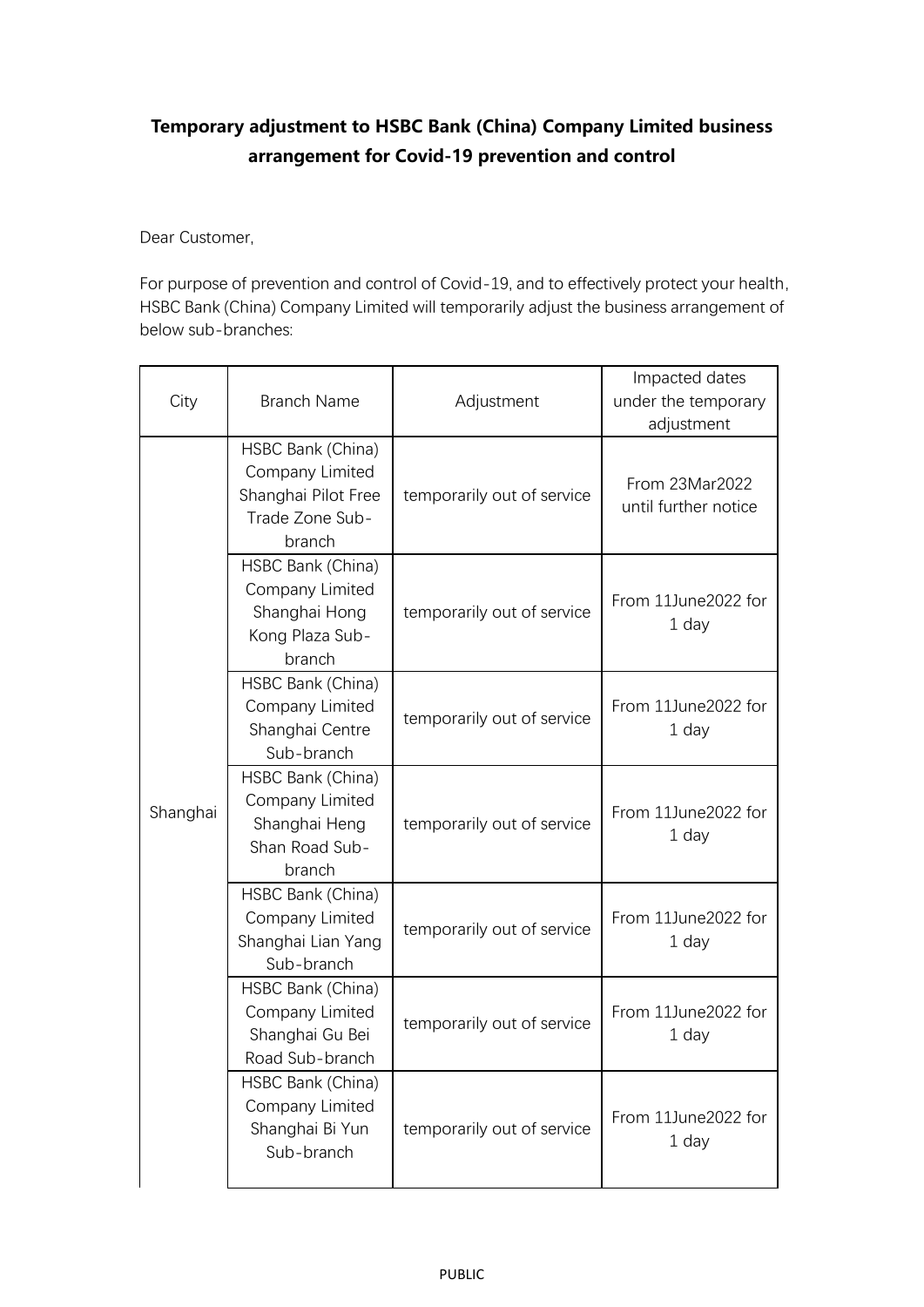## Temporary adjustment to HSBC Bank (China) Company Limited business arrangement for Covid-19 prevention and control

Dear Customer,

For purpose of prevention and control of Covid-19, and to effectively protect your health, HSBC Bank (China) Company Limited will temporarily adjust the business arrangement of below sub-branches:

| City | Branch Name | Adjustment | Impacted dates under the temporary adjustment |
|---|---|---|---|
| Shanghai | HSBC Bank (China) Company Limited Shanghai Pilot Free Trade Zone Sub-branch | temporarily out of service | From 23Mar2022 until further notice |
| | HSBC Bank (China) Company Limited Shanghai Hong Kong Plaza Sub-branch | temporarily out of service | From 11June2022 for 1 day |
| | HSBC Bank (China) Company Limited Shanghai Centre Sub-branch | temporarily out of service | From 11June2022 for 1 day |
| | HSBC Bank (China) Company Limited Shanghai Heng Shan Road Sub-branch | temporarily out of service | From 11June2022 for 1 day |
| | HSBC Bank (China) Company Limited Shanghai Lian Yang Sub-branch | temporarily out of service | From 11June2022 for 1 day |
| | HSBC Bank (China) Company Limited Shanghai Gu Bei Road Sub-branch | temporarily out of service | From 11June2022 for 1 day |
| | HSBC Bank (China) Company Limited Shanghai Bi Yun Sub-branch | temporarily out of service | From 11June2022 for 1 day |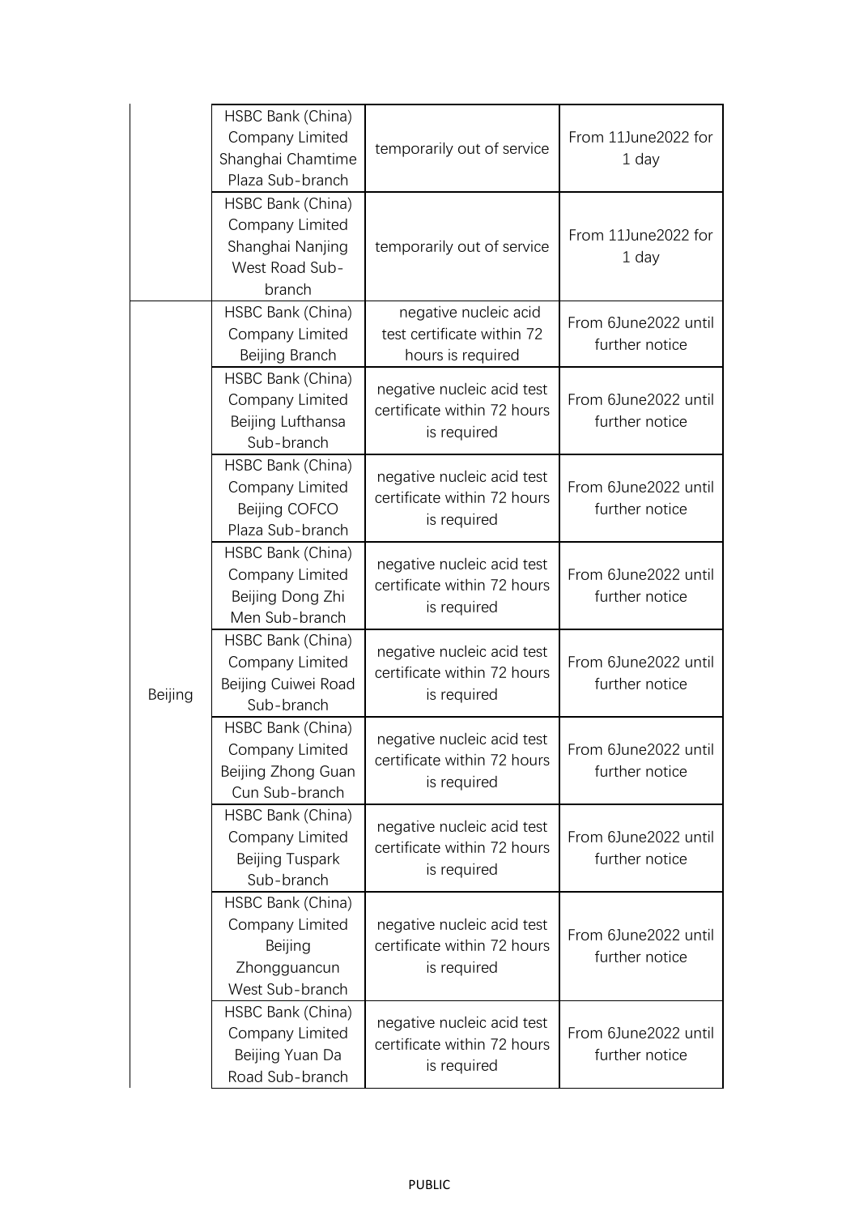| | | | |
|---|---|---|---|
| | HSBC Bank (China) Company Limited Shanghai Chamtime Plaza Sub-branch | temporarily out of service | From 11June2022 for 1 day |
| | HSBC Bank (China) Company Limited Shanghai Nanjing West Road Sub-branch | temporarily out of service | From 11June2022 for 1 day |
| Beijing | HSBC Bank (China) Company Limited Beijing Branch | negative nucleic acid test certificate within 72 hours is required | From 6June2022 until further notice |
| | HSBC Bank (China) Company Limited Beijing Lufthansa Sub-branch | negative nucleic acid test certificate within 72 hours is required | From 6June2022 until further notice |
| | HSBC Bank (China) Company Limited Beijing COFCO Plaza Sub-branch | negative nucleic acid test certificate within 72 hours is required | From 6June2022 until further notice |
| | HSBC Bank (China) Company Limited Beijing Dong Zhi Men Sub-branch | negative nucleic acid test certificate within 72 hours is required | From 6June2022 until further notice |
| | HSBC Bank (China) Company Limited Beijing Cuiwei Road Sub-branch | negative nucleic acid test certificate within 72 hours is required | From 6June2022 until further notice |
| | HSBC Bank (China) Company Limited Beijing Zhong Guan Cun Sub-branch | negative nucleic acid test certificate within 72 hours is required | From 6June2022 until further notice |
| | HSBC Bank (China) Company Limited Beijing Tuspark Sub-branch | negative nucleic acid test certificate within 72 hours is required | From 6June2022 until further notice |
| | HSBC Bank (China) Company Limited Beijing Zhongguancun West Sub-branch | negative nucleic acid test certificate within 72 hours is required | From 6June2022 until further notice |
| | HSBC Bank (China) Company Limited Beijing Yuan Da Road Sub-branch | negative nucleic acid test certificate within 72 hours is required | From 6June2022 until further notice |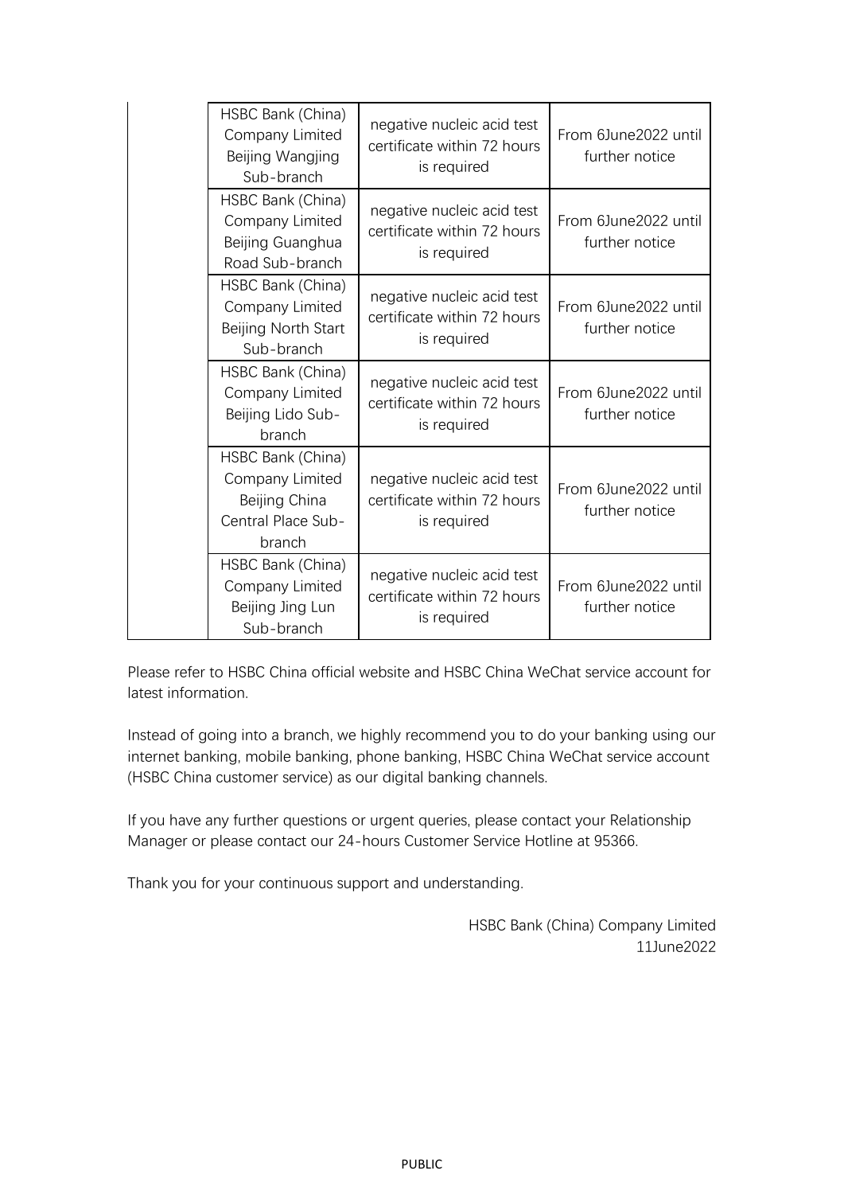| | | | |
|---|---|---|---|
| | HSBC Bank (China) Company Limited Beijing Wangjing Sub-branch | negative nucleic acid test certificate within 72 hours is required | From 6June2022 until further notice |
| | HSBC Bank (China) Company Limited Beijing Guanghua Road Sub-branch | negative nucleic acid test certificate within 72 hours is required | From 6June2022 until further notice |
| | HSBC Bank (China) Company Limited Beijing North Start Sub-branch | negative nucleic acid test certificate within 72 hours is required | From 6June2022 until further notice |
| | HSBC Bank (China) Company Limited Beijing Lido Sub-branch | negative nucleic acid test certificate within 72 hours is required | From 6June2022 until further notice |
| | HSBC Bank (China) Company Limited Beijing China Central Place Sub-branch | negative nucleic acid test certificate within 72 hours is required | From 6June2022 until further notice |
| | HSBC Bank (China) Company Limited Beijing Jing Lun Sub-branch | negative nucleic acid test certificate within 72 hours is required | From 6June2022 until further notice |

Please refer to HSBC China official website and HSBC China WeChat service account for latest information.

Instead of going into a branch, we highly recommend you to do your banking using our internet banking, mobile banking, phone banking, HSBC China WeChat service account (HSBC China customer service) as our digital banking channels.

If you have any further questions or urgent queries, please contact your Relationship Manager or please contact our 24-hours Customer Service Hotline at 95366.

Thank you for your continuous support and understanding.

HSBC Bank (China) Company Limited
11June2022

PUBLIC